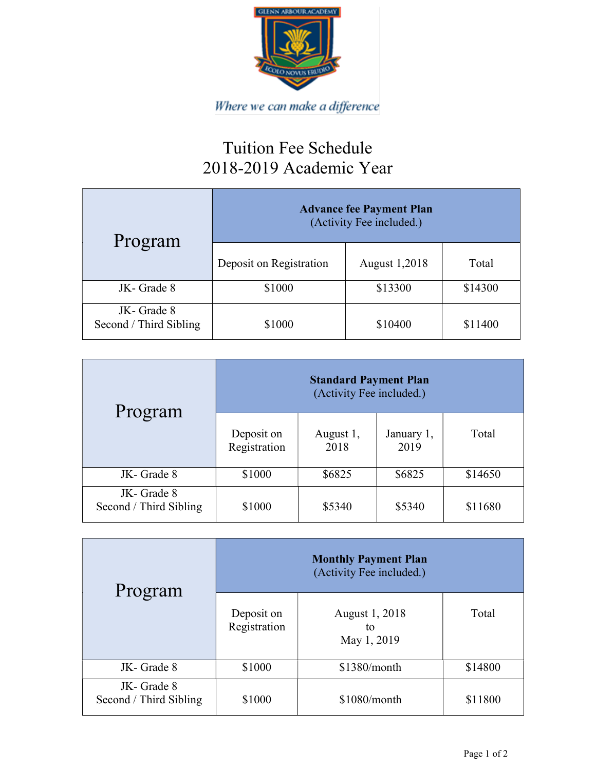GLENN ARBOUR ACADEMY

ECOLO NOVUS ERUDIO

*Where we can make a difference*

# Tuition Fee Schedule
# 2018-2019 Academic Year

| Program | Advance fee Payment Plan (Activity Fee included.) | | |
|---|---|---|---|
| | Deposit on Registration | August 1,2018 | Total |
| JK- Grade 8 | $1000 | $13300 | $14300 |
| JK- Grade 8 Second / Third Sibling | $1000 | $10400 | $11400 |

| Program | Standard Payment Plan (Activity Fee included.) | | | |
|---|---|---|---|---|
| | Deposit on Registration | August 1, 2018 | January 1, 2019 | Total |
| JK- Grade 8 | $1000 | $6825 | $6825 | $14650 |
| JK- Grade 8 Second / Third Sibling | $1000 | $5340 | $5340 | $11680 |

| Program | Monthly Payment Plan (Activity Fee included.) | | |
|---|---|---|---|
| | Deposit on Registration | August 1, 2018 to May 1, 2019 | Total |
| JK- Grade 8 | $1000 | $1380/month | $14800 |
| JK- Grade 8 Second / Third Sibling | $1000 | $1080/month | $11800 |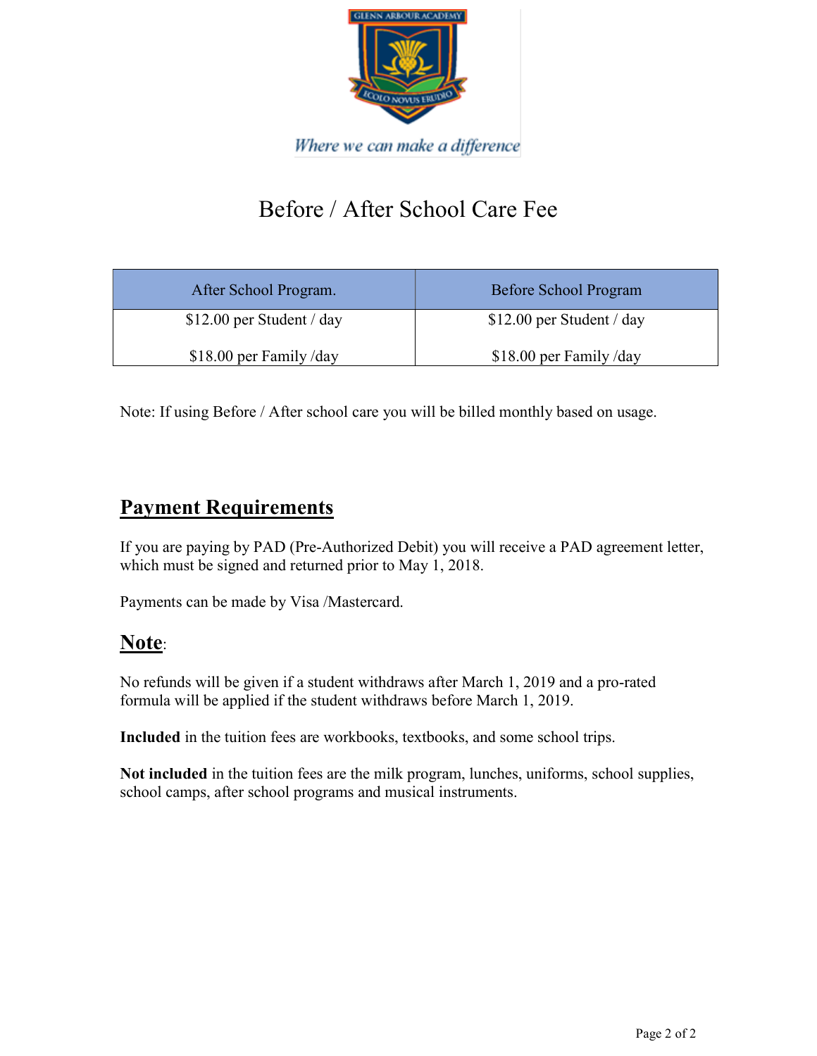GLENN ARBOUR ACADEMY

ECOLO NOVUS ERUDIO

*Where we can make a difference*

# Before / After School Care Fee

| After School Program. | Before School Program |
|---|---|
| $12.00 per Student / day<br><br>$18.00 per Family /day | $12.00 per Student / day<br><br>$18.00 per Family /day |

Note: If using Before / After school care you will be billed monthly based on usage.

## <u>Payment Requirements</u>

If you are paying by PAD (Pre-Authorized Debit) you will receive a PAD agreement letter, which must be signed and returned prior to May 1, 2018.

Payments can be made by Visa /Mastercard.

## <u>Note</u>:

No refunds will be given if a student withdraws after March 1, 2019 and a pro-rated formula will be applied if the student withdraws before March 1, 2019.

**Included** in the tuition fees are workbooks, textbooks, and some school trips.

**Not included** in the tuition fees are the milk program, lunches, uniforms, school supplies, school camps, after school programs and musical instruments.